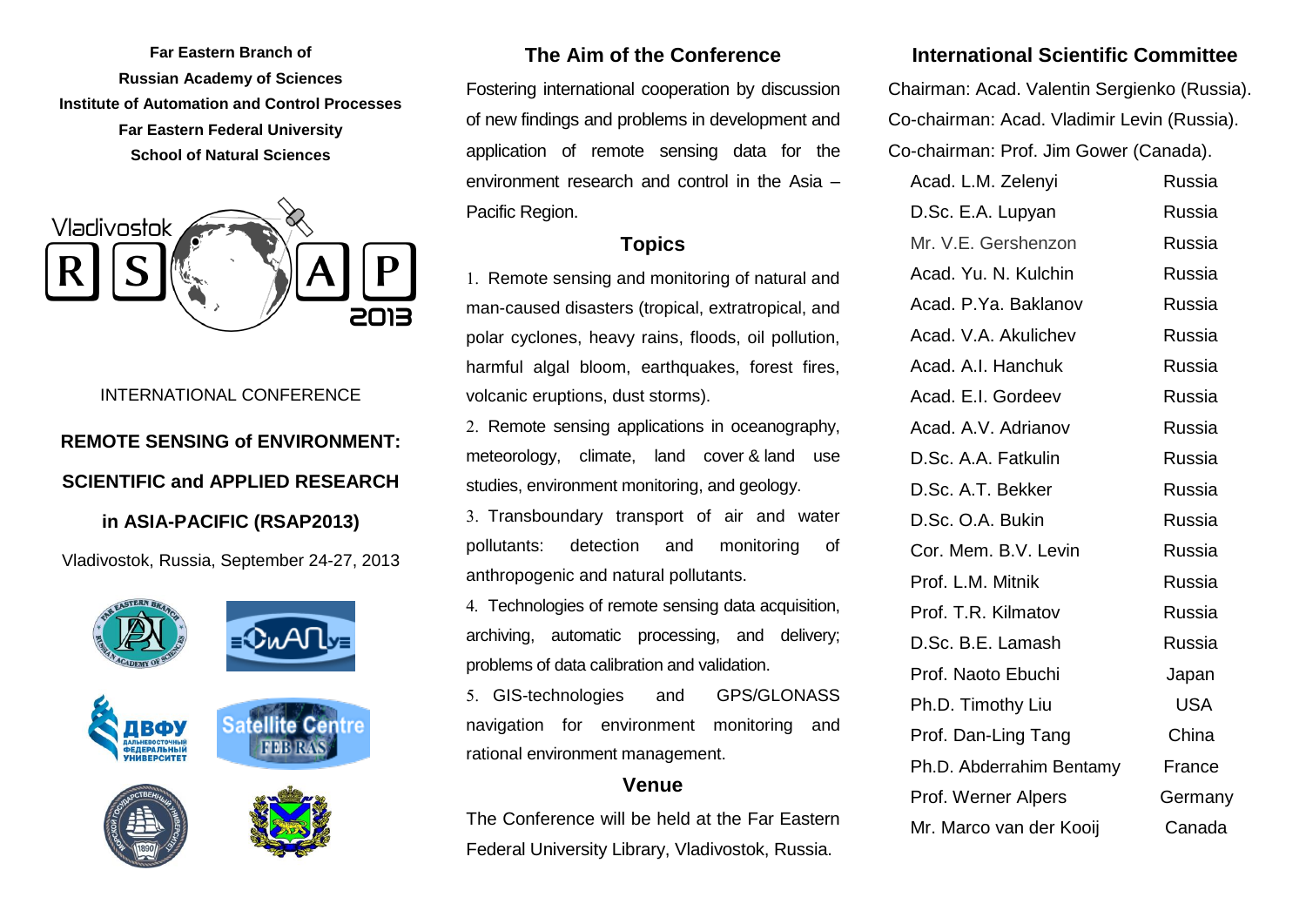**Far Eastern Branch of**
**Russian Academy of Sciences**
**Institute of Automation and Control Processes**
**Far Eastern Federal University**
**School of Natural Sciences**

INTERNATIONAL CONFERENCE

# REMOTE SENSING of ENVIRONMENT: SCIENTIFIC and APPLIED RESEARCH in ASIA-PACIFIC (RSAP2013)

Vladivostok, Russia, September 24-27, 2013

## The Aim of the Conference

Fostering international cooperation by discussion of new findings and problems in development and application of remote sensing data for the environment research and control in the Asia – Pacific Region.

## Topics

1. Remote sensing and monitoring of natural and man-caused disasters (tropical, extratropical, and polar cyclones, heavy rains, floods, oil pollution, harmful algal bloom, earthquakes, forest fires, volcanic eruptions, dust storms).
2. Remote sensing applications in oceanography, meteorology, climate, land cover & land use studies, environment monitoring, and geology.
3. Transboundary transport of air and water pollutants: detection and monitoring of anthropogenic and natural pollutants.
4. Technologies of remote sensing data acquisition, archiving, automatic processing, and delivery; problems of data calibration and validation.
5. GIS-technologies and GPS/GLONASS navigation for environment monitoring and rational environment management.

## Venue

The Conference will be held at the Far Eastern Federal University Library, Vladivostok, Russia.

## International Scientific Committee

Chairman: Acad. Valentin Sergienko (Russia).
Co-chairman: Acad. Vladimir Levin (Russia).
Co-chairman: Prof. Jim Gower (Canada).

| | |
|---|---|
| Acad. L.M. Zelenyi | Russia |
| D.Sc. E.A. Lupyan | Russia |
| Mr. V.E. Gershenzon | Russia |
| Acad. Yu. N. Kulchin | Russia |
| Acad. P.Ya. Baklanov | Russia |
| Acad. V.A. Akulichev | Russia |
| Acad. A.I. Hanchuk | Russia |
| Acad. E.I. Gordeev | Russia |
| Acad. A.V. Adrianov | Russia |
| D.Sc. A.A. Fatkulin | Russia |
| D.Sc. A.T. Bekker | Russia |
| D.Sc. O.A. Bukin | Russia |
| Cor. Mem. B.V. Levin | Russia |
| Prof. L.M. Mitnik | Russia |
| Prof. T.R. Kilmatov | Russia |
| D.Sc. B.E. Lamash | Russia |
| Prof. Naoto Ebuchi | Japan |
| Ph.D. Timothy Liu | USA |
| Prof. Dan-Ling Tang | China |
| Ph.D. Abderrahim Bentamy | France |
| Prof. Werner Alpers | Germany |
| Mr. Marco van der Kooij | Canada |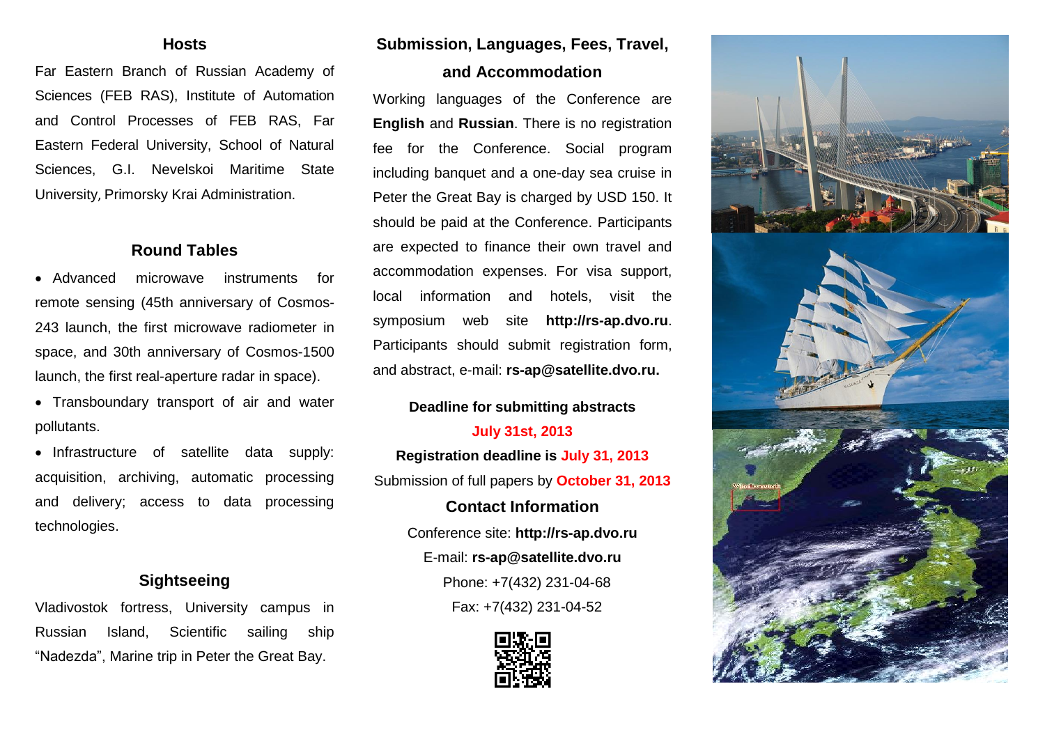## Hosts

Far Eastern Branch of Russian Academy of Sciences (FEB RAS), Institute of Automation and Control Processes of FEB RAS, Far Eastern Federal University, School of Natural Sciences, G.I. Nevelskoi Maritime State University, Primorsky Krai Administration.

## Round Tables

- Advanced microwave instruments for remote sensing (45th anniversary of Cosmos-243 launch, the first microwave radiometer in space, and 30th anniversary of Cosmos-1500 launch, the first real-aperture radar in space).
- Transboundary transport of air and water pollutants.
- Infrastructure of satellite data supply: acquisition, archiving, automatic processing and delivery; access to data processing technologies.

## Sightseeing

Vladivostok fortress, University campus in Russian Island, Scientific sailing ship "Nadezda", Marine trip in Peter the Great Bay.

## Submission, Languages, Fees, Travel, and Accommodation

Working languages of the Conference are **English** and **Russian**. There is no registration fee for the Conference. Social program including banquet and a one-day sea cruise in Peter the Great Bay is charged by USD 150. It should be paid at the Conference. Participants are expected to finance their own travel and accommodation expenses. For visa support, local information and hotels, visit the symposium web site **http://rs-ap.dvo.ru**. Participants should submit registration form, and abstract, e-mail: **rs-ap@satellite.dvo.ru.**

**Deadline for submitting abstracts**

**July 31st, 2013**

**Registration deadline is July 31, 2013**

Submission of full papers by **October 31, 2013**

## Contact Information

Conference site: **http://rs-ap.dvo.ru**

E-mail: **rs-ap@satellite.dvo.ru**

Phone: +7(432) 231-04-68

Fax: +7(432) 231-04-52